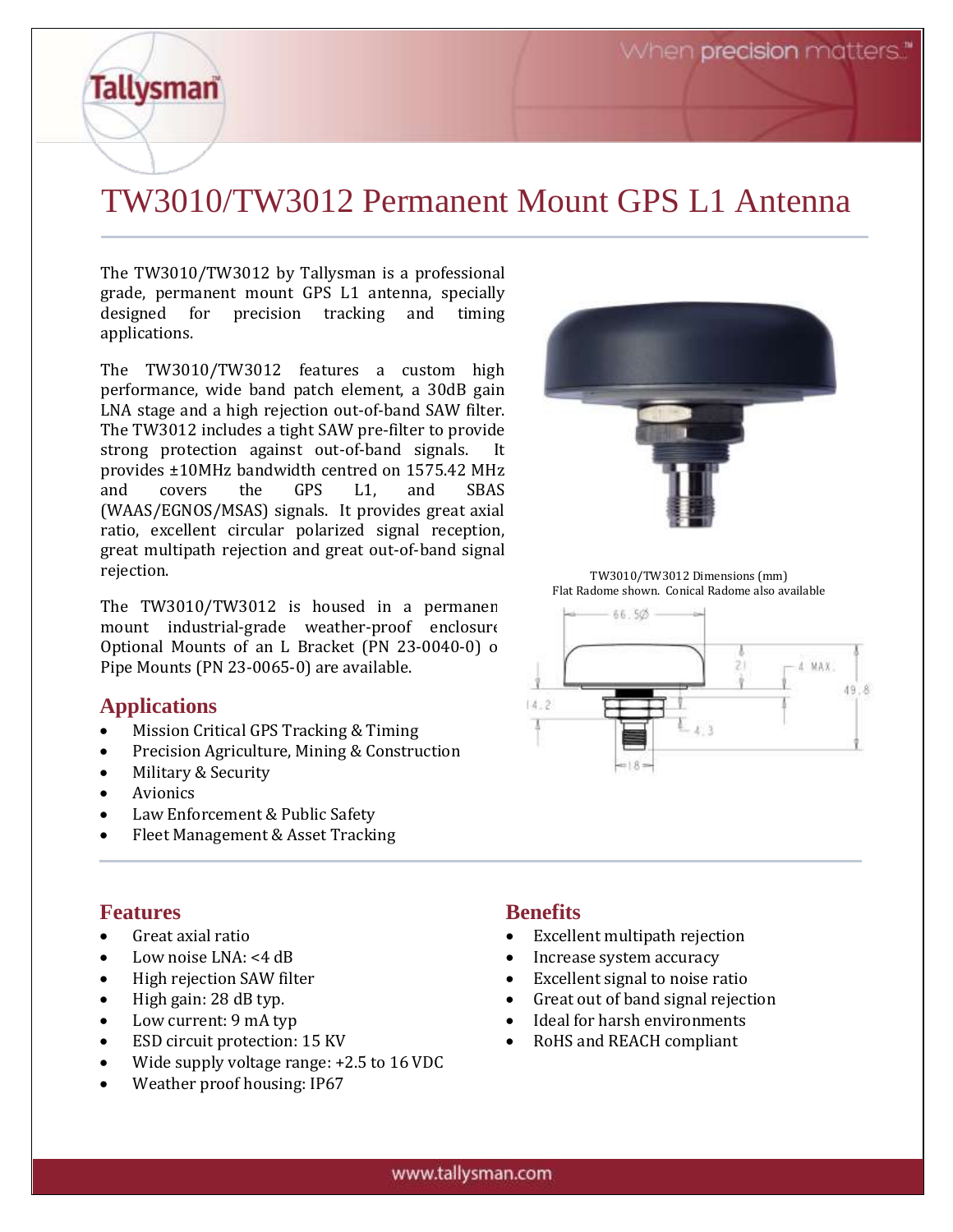# TW3010/TW3012 Permanent Mount GPS L1 Antenna

The TW3010/TW3012 by Tallysman is a professional grade, permanent mount GPS L1 antenna, specially designed for precision tracking and timing applications.

The TW3010/TW3012 features a custom high performance, wide band patch element, a 30dB gain LNA stage and a high rejection out-of-band SAW filter. The TW3012 includes a tight SAW pre-filter to provide strong protection against out-of-band signals. It provides ±10MHz bandwidth centred on 1575.42 MHz and covers the GPS L1, and SBAS (WAAS/EGNOS/MSAS) signals. It provides great axial ratio, excellent circular polarized signal reception, great multipath rejection and great out-of-band signal rejection.

The TW3010/TW3012 is housed in a permanent mount industrial-grade weather-proof enclosure. Optional Mounts of an L Bracket (PN 23-0040-0) or Pipe Mounts (PN 23-0065-0) are available.

TW3010/TW3012 Dimensions (mm)
Flat Radome shown. Conical Radome also available

## Applications

- Mission Critical GPS Tracking & Timing
- Precision Agriculture, Mining & Construction
- Military & Security
- Avionics
- Law Enforcement & Public Safety
- Fleet Management & Asset Tracking

## Features

- Great axial ratio
- Low noise LNA: <4 dB
- High rejection SAW filter
- High gain: 28 dB typ.
- Low current: 9 mA typ
- ESD circuit protection: 15 KV
- Wide supply voltage range: +2.5 to 16 VDC
- Weather proof housing: IP67

## Benefits

- Excellent multipath rejection
- Increase system accuracy
- Excellent signal to noise ratio
- Great out of band signal rejection
- Ideal for harsh environments
- RoHS and REACH compliant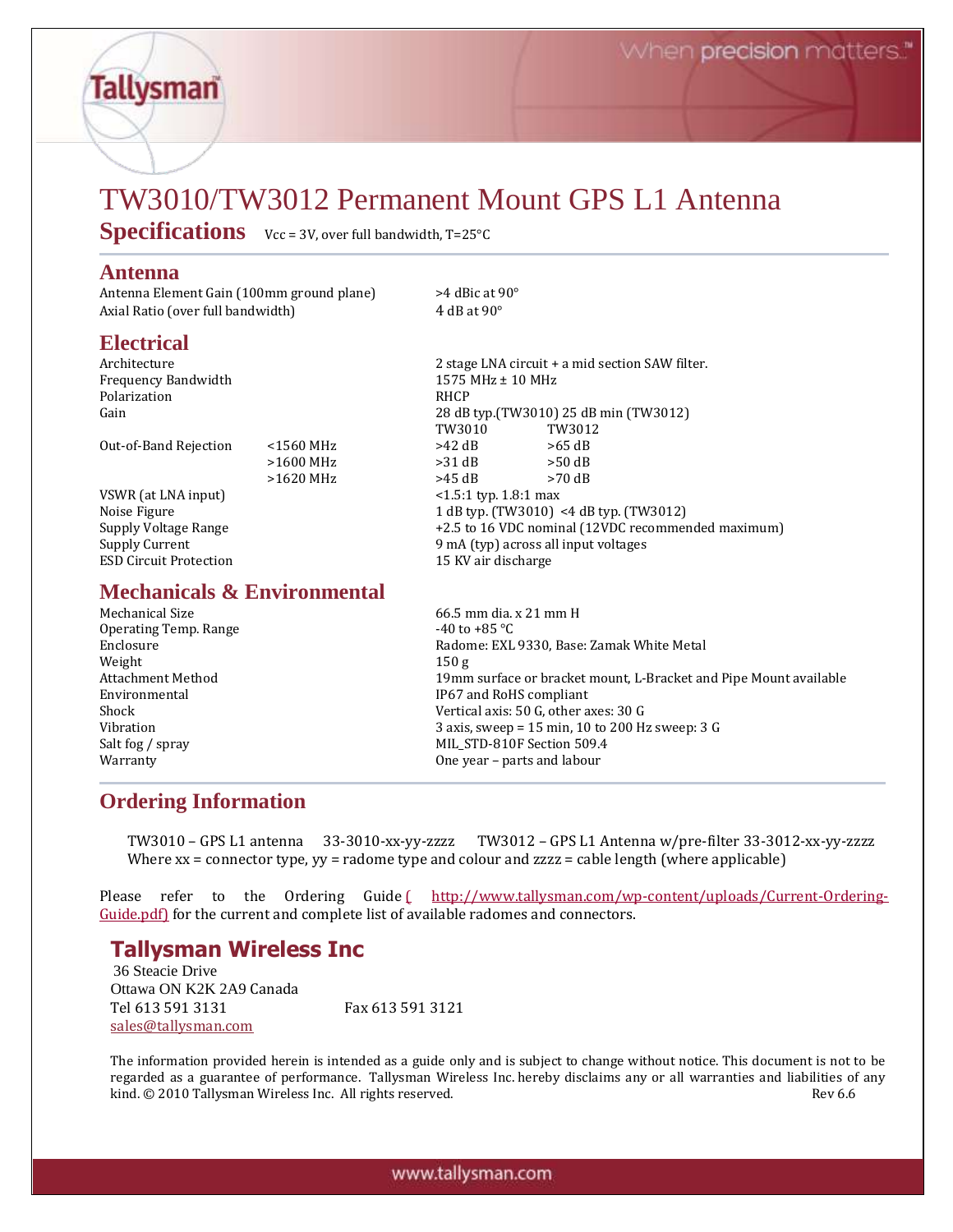# TW3010/TW3012 Permanent Mount GPS L1 Antenna

## Specifications

Vcc = 3V, over full bandwidth, T=25°C

### Antenna

| | |
|---|---|
| Antenna Element Gain (100mm ground plane) | >4 dBic at 90° |
| Axial Ratio (over full bandwidth) | 4 dB at 90° |

### Electrical

| | | | |
|---|---|---|---|
| Architecture | | 2 stage LNA circuit + a mid section SAW filter. | |
| Frequency Bandwidth | | 1575 MHz ± 10 MHz | |
| Polarization | | RHCP | |
| Gain | | 28 dB typ.(TW3010) 25 dB min (TW3012) | |
| | | TW3010 | TW3012 |
| Out-of-Band Rejection | <1560 MHz | >42 dB | >65 dB |
| | >1600 MHz | >31 dB | >50 dB |
| | >1620 MHz | >45 dB | >70 dB |
| VSWR (at LNA input) | | <1.5:1 typ. 1.8:1 max | |
| Noise Figure | | 1 dB typ. (TW3010) <4 dB typ. (TW3012) | |
| Supply Voltage Range | | +2.5 to 16 VDC nominal (12VDC recommended maximum) | |
| Supply Current | | 9 mA (typ) across all input voltages | |
| ESD Circuit Protection | | 15 KV air discharge | |

### Mechanicals & Environmental

| | |
|---|---|
| Mechanical Size | 66.5 mm dia. x 21 mm H |
| Operating Temp. Range | -40 to +85 °C |
| Enclosure | Radome: EXL 9330, Base: Zamak White Metal |
| Weight | 150 g |
| Attachment Method | 19mm surface or bracket mount, L-Bracket and Pipe Mount available |
| Environmental | IP67 and RoHS compliant |
| Shock | Vertical axis: 50 G, other axes: 30 G |
| Vibration | 3 axis, sweep = 15 min, 10 to 200 Hz sweep: 3 G |
| Salt fog / spray | MIL_STD-810F Section 509.4 |
| Warranty | One year – parts and labour |

### Ordering Information

TW3010 – GPS L1 antenna 33-3010-xx-yy-zzzz TW3012 – GPS L1 Antenna w/pre-filter 33-3012-xx-yy-zzzz
Where xx = connector type, yy = radome type and colour and zzzz = cable length (where applicable)

Please refer to the Ordering Guide ( http://www.tallysman.com/wp-content/uploads/Current-Ordering-Guide.pdf) for the current and complete list of available radomes and connectors.

### Tallysman Wireless Inc

36 Steacie Drive
Ottawa ON K2K 2A9 Canada
Tel 613 591 3131 Fax 613 591 3121
sales@tallysman.com

The information provided herein is intended as a guide only and is subject to change without notice. This document is not to be regarded as a guarantee of performance. Tallysman Wireless Inc. hereby disclaims any or all warranties and liabilities of any kind. © 2010 Tallysman Wireless Inc. All rights reserved. Rev 6.6